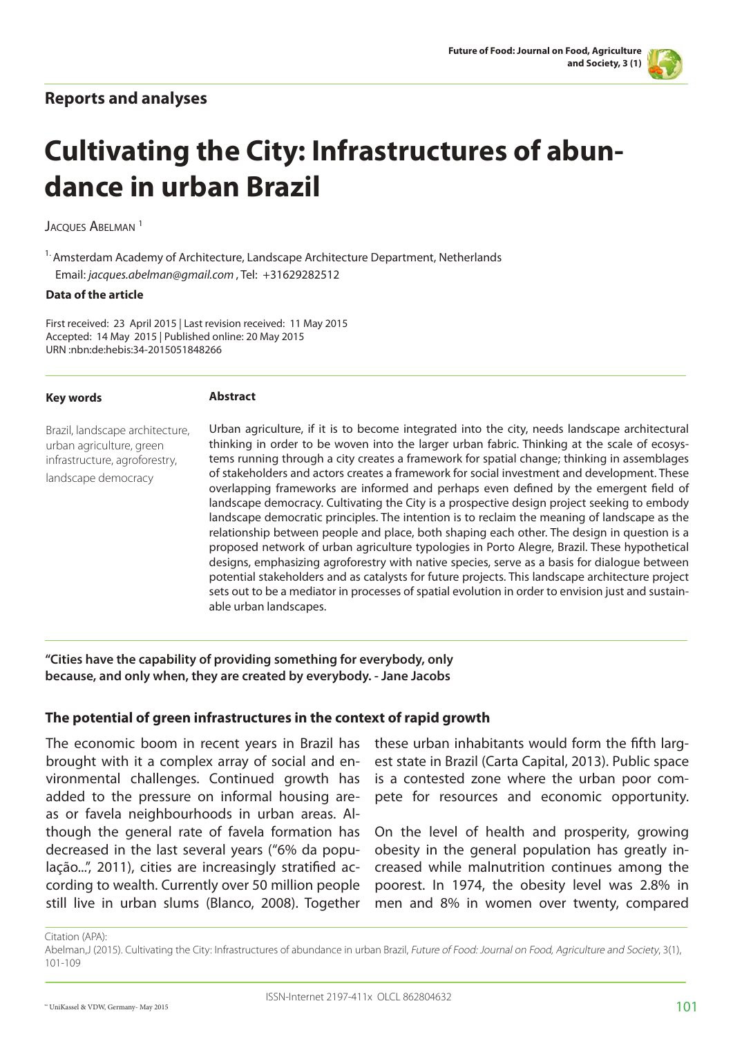## Reports and analyses

# Cultivating the City: Infrastructures of abundance in urban Brazil

Jacques Abelman [1]

[1] Amsterdam Academy of Architecture, Landscape Architecture Department, Netherlands
Email: *jacques.abelman@gmail.com* , Tel: +31629282512

**Data of the article**

First received: 23 April 2015 | Last revision received: 11 May 2015
Accepted: 14 May 2015 | Published online: 20 May 2015
URN :nbn:de:hebis:34-2015051848266

**Key words**

Brazil, landscape architecture, urban agriculture, green infrastructure, agroforestry, landscape democracy

**Abstract**

Urban agriculture, if it is to become integrated into the city, needs landscape architectural thinking in order to be woven into the larger urban fabric. Thinking at the scale of ecosystems running through a city creates a framework for spatial change; thinking in assemblages of stakeholders and actors creates a framework for social investment and development. These overlapping frameworks are informed and perhaps even defined by the emergent field of landscape democracy. Cultivating the City is a prospective design project seeking to embody landscape democratic principles. The intention is to reclaim the meaning of landscape as the relationship between people and place, both shaping each other. The design in question is a proposed network of urban agriculture typologies in Porto Alegre, Brazil. These hypothetical designs, emphasizing agroforestry with native species, serve as a basis for dialogue between potential stakeholders and as catalysts for future projects. This landscape architecture project sets out to be a mediator in processes of spatial evolution in order to envision just and sustainable urban landscapes.

**"Cities have the capability of providing something for everybody, only because, and only when, they are created by everybody. - Jane Jacobs**

### The potential of green infrastructures in the context of rapid growth

The economic boom in recent years in Brazil has brought with it a complex array of social and environmental challenges. Continued growth has added to the pressure on informal housing areas or favela neighbourhoods in urban areas. Although the general rate of favela formation has decreased in the last several years ("6% da população...", 2011), cities are increasingly stratified according to wealth. Currently over 50 million people still live in urban slums (Blanco, 2008). Together these urban inhabitants would form the fifth largest state in Brazil (Carta Capital, 2013). Public space is a contested zone where the urban poor compete for resources and economic opportunity.

On the level of health and prosperity, growing obesity in the general population has greatly increased while malnutrition continues among the poorest. In 1974, the obesity level was 2.8% in men and 8% in women over twenty, compared

Citation (APA):
Abelman,J (2015). Cultivating the City: Infrastructures of abundance in urban Brazil, *Future of Food: Journal on Food, Agriculture and Society*, 3(1), 101-109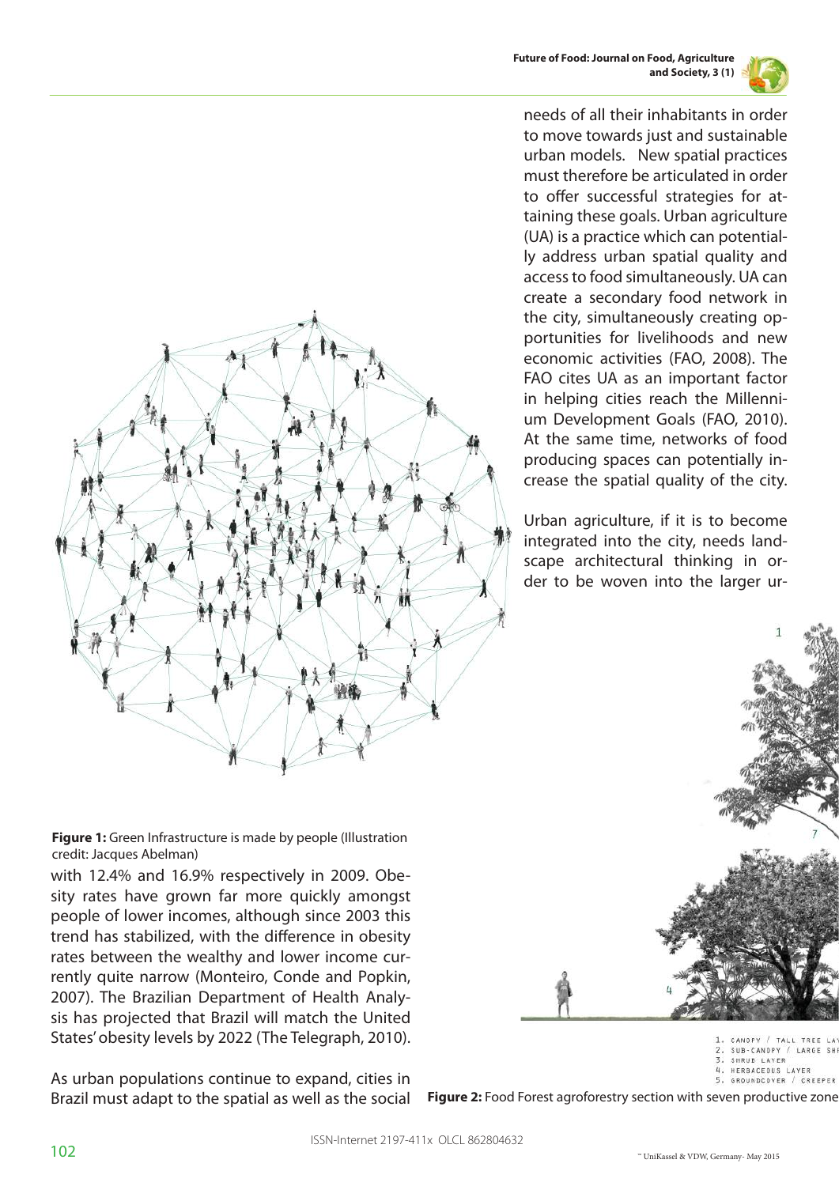needs of all their inhabitants in order to move towards just and sustainable urban models. New spatial practices must therefore be articulated in order to offer successful strategies for attaining these goals. Urban agriculture (UA) is a practice which can potentially address urban spatial quality and access to food simultaneously. UA can create a secondary food network in the city, simultaneously creating opportunities for livelihoods and new economic activities (FAO, 2008). The FAO cites UA as an important factor in helping cities reach the Millennium Development Goals (FAO, 2010). At the same time, networks of food producing spaces can potentially increase the spatial quality of the city.

Urban agriculture, if it is to become integrated into the city, needs landscape architectural thinking in order to be woven into the larger ur-

**Figure 1:** Green Infrastructure is made by people (Illustration credit: Jacques Abelman)

with 12.4% and 16.9% respectively in 2009. Obesity rates have grown far more quickly amongst people of lower incomes, although since 2003 this trend has stabilized, with the difference in obesity rates between the wealthy and lower income currently quite narrow (Monteiro, Conde and Popkin, 2007). The Brazilian Department of Health Analysis has projected that Brazil will match the United States' obesity levels by 2022 (The Telegraph, 2010).

As urban populations continue to expand, cities in Brazil must adapt to the spatial as well as the social

**Figure 2:** Food Forest agroforestry section with seven productive zone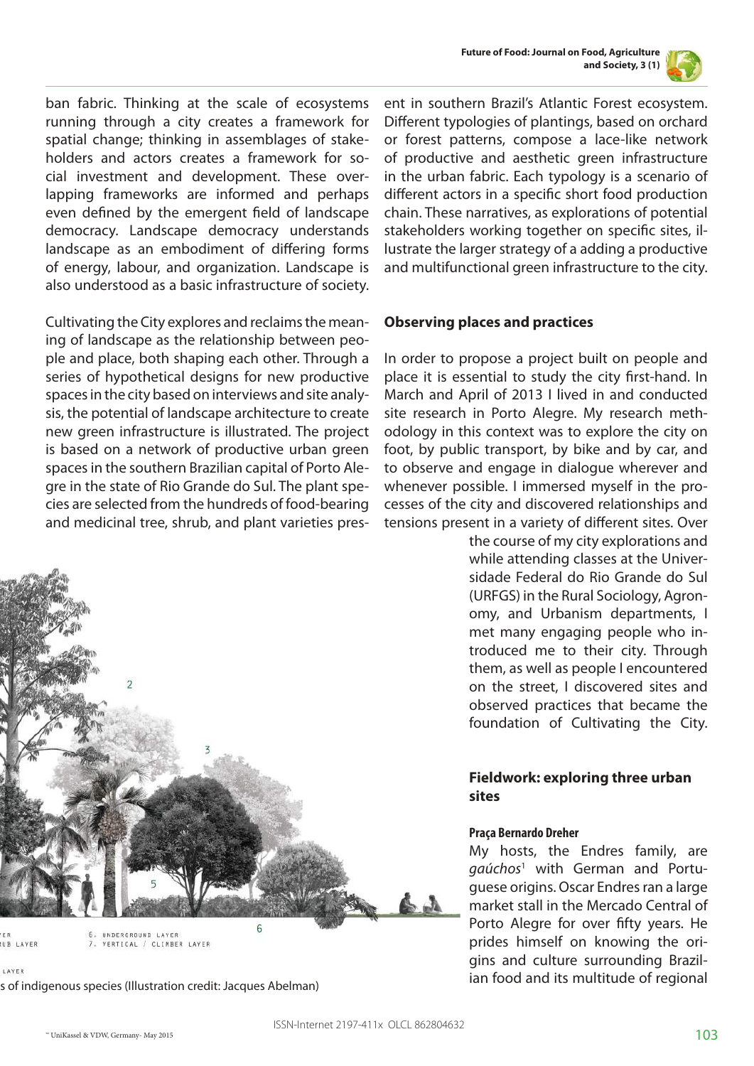ban fabric. Thinking at the scale of ecosystems running through a city creates a framework for spatial change; thinking in assemblages of stakeholders and actors creates a framework for social investment and development. These overlapping frameworks are informed and perhaps even defined by the emergent field of landscape democracy. Landscape democracy understands landscape as an embodiment of differing forms of energy, labour, and organization. Landscape is also understood as a basic infrastructure of society.

Cultivating the City explores and reclaims the meaning of landscape as the relationship between people and place, both shaping each other. Through a series of hypothetical designs for new productive spaces in the city based on interviews and site analysis, the potential of landscape architecture to create new green infrastructure is illustrated. The project is based on a network of productive urban green spaces in the southern Brazilian capital of Porto Alegre in the state of Rio Grande do Sul. The plant species are selected from the hundreds of food-bearing and medicinal tree, shrub, and plant varieties present in southern Brazil's Atlantic Forest ecosystem. Different typologies of plantings, based on orchard or forest patterns, compose a lace-like network of productive and aesthetic green infrastructure in the urban fabric. Each typology is a scenario of different actors in a specific short food production chain. These narratives, as explorations of potential stakeholders working together on specific sites, illustrate the larger strategy of a adding a productive and multifunctional green infrastructure to the city.

s of indigenous species (Illustration credit: Jacques Abelman)

## Observing places and practices

In order to propose a project built on people and place it is essential to study the city first-hand. In March and April of 2013 I lived in and conducted site research in Porto Alegre. My research methodology in this context was to explore the city on foot, by public transport, by bike and by car, and to observe and engage in dialogue wherever and whenever possible. I immersed myself in the processes of the city and discovered relationships and tensions present in a variety of different sites. Over the course of my city explorations and while attending classes at the Universidade Federal do Rio Grande do Sul (URFGS) in the Rural Sociology, Agronomy, and Urbanism departments, I met many engaging people who introduced me to their city. Through them, as well as people I encountered on the street, I discovered sites and observed practices that became the foundation of Cultivating the City.

## Fieldwork: exploring three urban sites

### Praça Bernardo Dreher

My hosts, the Endres family, are *gaúchos*[1] with German and Portuguese origins. Oscar Endres ran a large market stall in the Mercado Central of Porto Alegre for over fifty years. He prides himself on knowing the origins and culture surrounding Brazilian food and its multitude of regional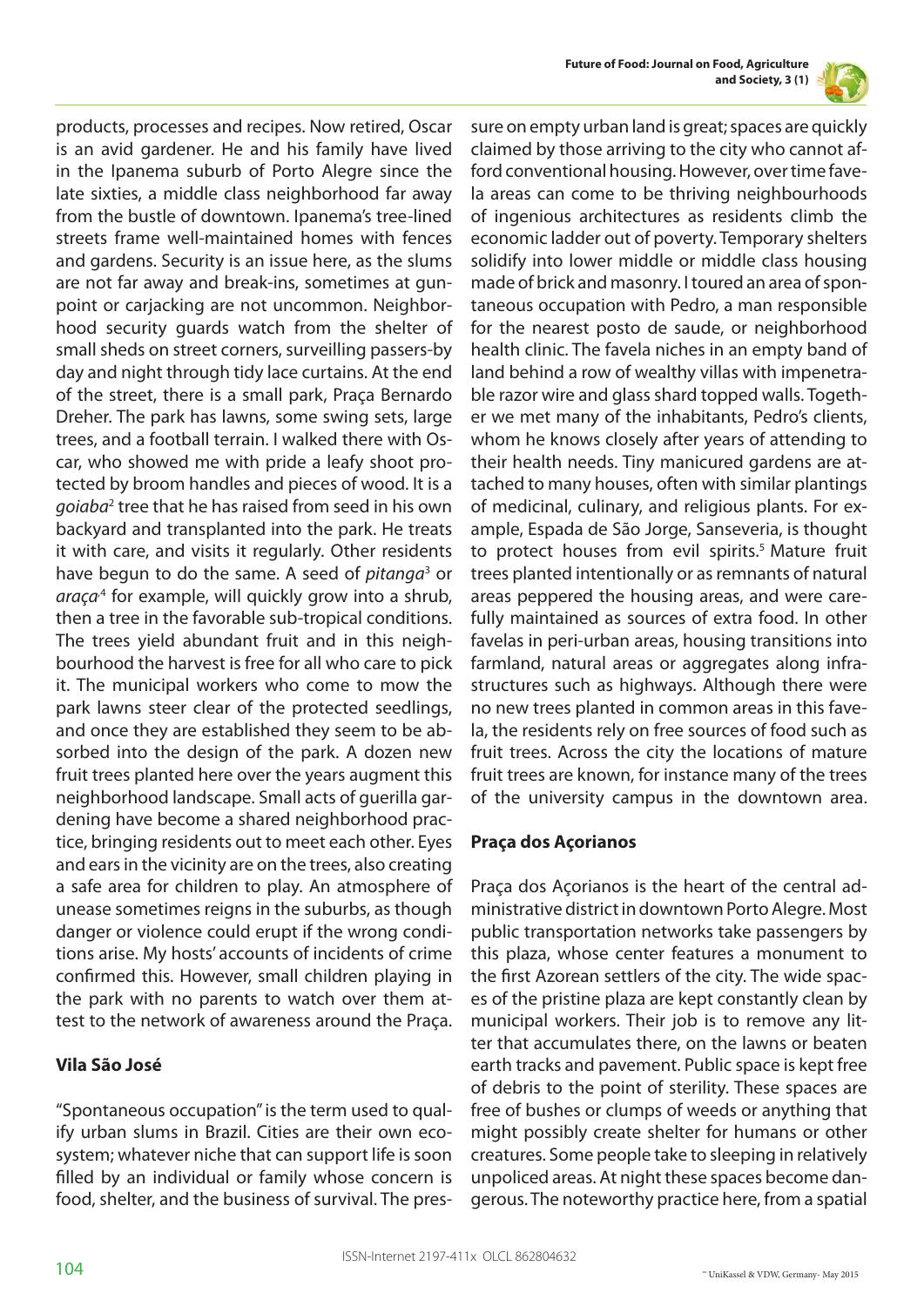products, processes and recipes. Now retired, Oscar is an avid gardener. He and his family have lived in the Ipanema suburb of Porto Alegre since the late sixties, a middle class neighborhood far away from the bustle of downtown. Ipanema's tree-lined streets frame well-maintained homes with fences and gardens. Security is an issue here, as the slums are not far away and break-ins, sometimes at gunpoint or carjacking are not uncommon. Neighborhood security guards watch from the shelter of small sheds on street corners, surveilling passers-by day and night through tidy lace curtains. At the end of the street, there is a small park, Praça Bernardo Dreher. The park has lawns, some swing sets, large trees, and a football terrain. I walked there with Oscar, who showed me with pride a leafy shoot protected by broom handles and pieces of wood. It is a *goiaba*[2] tree that he has raised from seed in his own backyard and transplanted into the park. He treats it with care, and visits it regularly. Other residents have begun to do the same. A seed of *pitanga*[3] or *araça*[4] for example, will quickly grow into a shrub, then a tree in the favorable sub-tropical conditions. The trees yield abundant fruit and in this neighbourhood the harvest is free for all who care to pick it. The municipal workers who come to mow the park lawns steer clear of the protected seedlings, and once they are established they seem to be absorbed into the design of the park. A dozen new fruit trees planted here over the years augment this neighborhood landscape. Small acts of guerilla gardening have become a shared neighborhood practice, bringing residents out to meet each other. Eyes and ears in the vicinity are on the trees, also creating a safe area for children to play. An atmosphere of unease sometimes reigns in the suburbs, as though danger or violence could erupt if the wrong conditions arise. My hosts' accounts of incidents of crime confirmed this. However, small children playing in the park with no parents to watch over them attest to the network of awareness around the Praça.

### Vila São José

"Spontaneous occupation" is the term used to qualify urban slums in Brazil. Cities are their own ecosystem; whatever niche that can support life is soon filled by an individual or family whose concern is food, shelter, and the business of survival. The pressure on empty urban land is great; spaces are quickly claimed by those arriving to the city who cannot afford conventional housing. However, over time favela areas can come to be thriving neighbourhoods of ingenious architectures as residents climb the economic ladder out of poverty. Temporary shelters solidify into lower middle or middle class housing made of brick and masonry. I toured an area of spontaneous occupation with Pedro, a man responsible for the nearest posto de saude, or neighborhood health clinic. The favela niches in an empty band of land behind a row of wealthy villas with impenetrable razor wire and glass shard topped walls. Together we met many of the inhabitants, Pedro's clients, whom he knows closely after years of attending to their health needs. Tiny manicured gardens are attached to many houses, often with similar plantings of medicinal, culinary, and religious plants. For example, Espada de São Jorge, Sanseveria, is thought to protect houses from evil spirits.[5] Mature fruit trees planted intentionally or as remnants of natural areas peppered the housing areas, and were carefully maintained as sources of extra food. In other favelas in peri-urban areas, housing transitions into farmland, natural areas or aggregates along infrastructures such as highways. Although there were no new trees planted in common areas in this favela, the residents rely on free sources of food such as fruit trees. Across the city the locations of mature fruit trees are known, for instance many of the trees of the university campus in the downtown area.

### Praça dos Açorianos

Praça dos Açorianos is the heart of the central administrative district in downtown Porto Alegre. Most public transportation networks take passengers by this plaza, whose center features a monument to the first Azorean settlers of the city. The wide spaces of the pristine plaza are kept constantly clean by municipal workers. Their job is to remove any litter that accumulates there, on the lawns or beaten earth tracks and pavement. Public space is kept free of debris to the point of sterility. These spaces are free of bushes or clumps of weeds or anything that might possibly create shelter for humans or other creatures. Some people take to sleeping in relatively unpoliced areas. At night these spaces become dangerous. The noteworthy practice here, from a spatial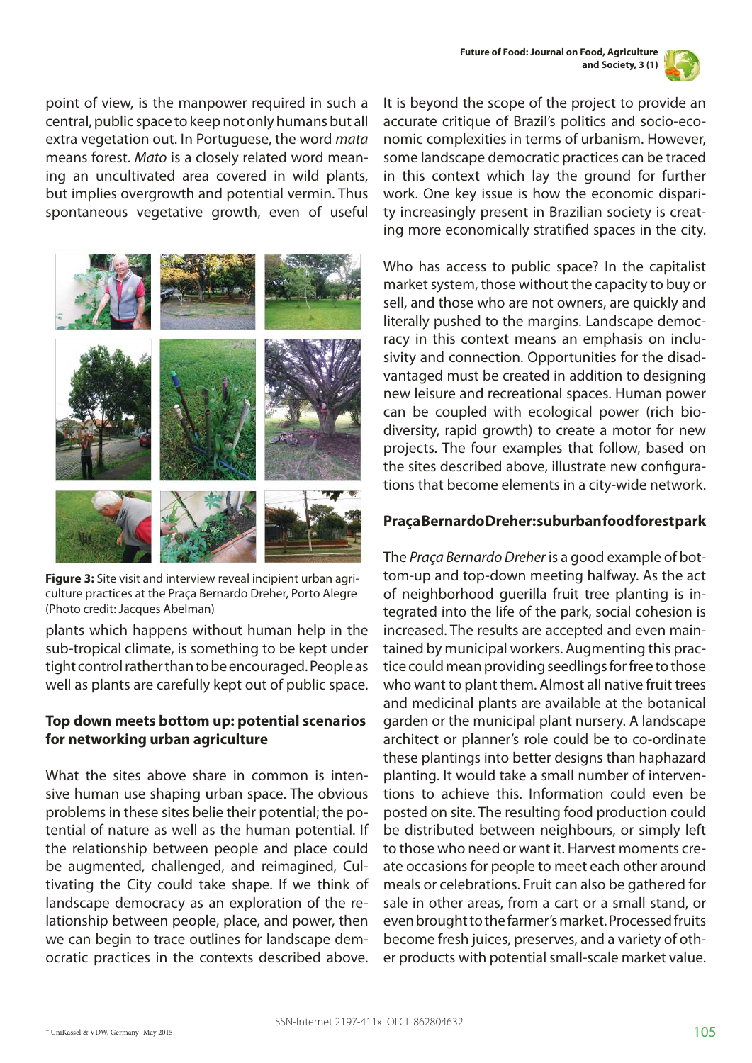point of view, is the manpower required in such a central, public space to keep not only humans but all extra vegetation out. In Portuguese, the word *mata* means forest. *Mato* is a closely related word meaning an uncultivated area covered in wild plants, but implies overgrowth and potential vermin. Thus spontaneous vegetative growth, even of useful plants which happens without human help in the sub-tropical climate, is something to be kept under tight control rather than to be encouraged. People as well as plants are carefully kept out of public space.

**Figure 3:** Site visit and interview reveal incipient urban agriculture practices at the Praça Bernardo Dreher, Porto Alegre (Photo credit: Jacques Abelman)

## Top down meets bottom up: potential scenarios for networking urban agriculture

What the sites above share in common is intensive human use shaping urban space. The obvious problems in these sites belie their potential; the potential of nature as well as the human potential. If the relationship between people and place could be augmented, challenged, and reimagined, Cultivating the City could take shape. If we think of landscape democracy as an exploration of the relationship between people, place, and power, then we can begin to trace outlines for landscape democratic practices in the contexts described above.

It is beyond the scope of the project to provide an accurate critique of Brazil's politics and socio-economic complexities in terms of urbanism. However, some landscape democratic practices can be traced in this context which lay the ground for further work. One key issue is how the economic disparity increasingly present in Brazilian society is creating more economically stratified spaces in the city.

Who has access to public space? In the capitalist market system, those without the capacity to buy or sell, and those who are not owners, are quickly and literally pushed to the margins. Landscape democracy in this context means an emphasis on inclusivity and connection. Opportunities for the disadvantaged must be created in addition to designing new leisure and recreational spaces. Human power can be coupled with ecological power (rich biodiversity, rapid growth) to create a motor for new projects. The four examples that follow, based on the sites described above, illustrate new configurations that become elements in a city-wide network.

### Praça Bernardo Dreher: suburban food forest park

The *Praça Bernardo Dreher* is a good example of bottom-up and top-down meeting halfway. As the act of neighborhood guerilla fruit tree planting is integrated into the life of the park, social cohesion is increased. The results are accepted and even maintained by municipal workers. Augmenting this practice could mean providing seedlings for free to those who want to plant them. Almost all native fruit trees and medicinal plants are available at the botanical garden or the municipal plant nursery. A landscape architect or planner's role could be to co-ordinate these plantings into better designs than haphazard planting. It would take a small number of interventions to achieve this. Information could even be posted on site. The resulting food production could be distributed between neighbours, or simply left to those who need or want it. Harvest moments create occasions for people to meet each other around meals or celebrations. Fruit can also be gathered for sale in other areas, from a cart or a small stand, or even brought to the farmer's market. Processed fruits become fresh juices, preserves, and a variety of other products with potential small-scale market value.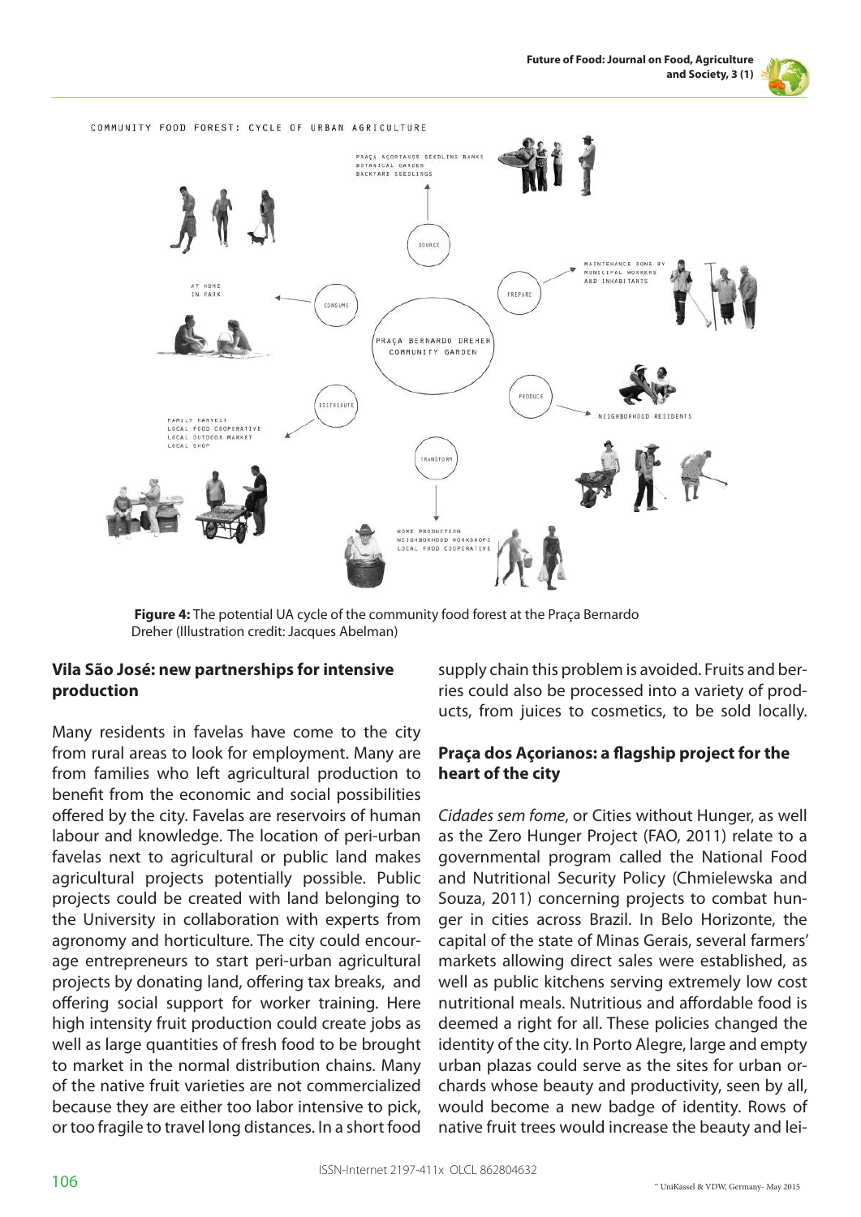**Figure 4:** The potential UA cycle of the community food forest at the Praça Bernardo Dreher (Illustration credit: Jacques Abelman)

### Vila São José: new partnerships for intensive production

Many residents in favelas have come to the city from rural areas to look for employment. Many are from families who left agricultural production to benefit from the economic and social possibilities offered by the city. Favelas are reservoirs of human labour and knowledge. The location of peri-urban favelas next to agricultural or public land makes agricultural projects potentially possible. Public projects could be created with land belonging to the University in collaboration with experts from agronomy and horticulture. The city could encourage entrepreneurs to start peri-urban agricultural projects by donating land, offering tax breaks, and offering social support for worker training. Here high intensity fruit production could create jobs as well as large quantities of fresh food to be brought to market in the normal distribution chains. Many of the native fruit varieties are not commercialized because they are either too labor intensive to pick, or too fragile to travel long distances. In a short food supply chain this problem is avoided. Fruits and berries could also be processed into a variety of products, from juices to cosmetics, to be sold locally.

### Praça dos Açorianos: a flagship project for the heart of the city

*Cidades sem fome*, or Cities without Hunger, as well as the Zero Hunger Project (FAO, 2011) relate to a governmental program called the National Food and Nutritional Security Policy (Chmielewska and Souza, 2011) concerning projects to combat hunger in cities across Brazil. In Belo Horizonte, the capital of the state of Minas Gerais, several farmers' markets allowing direct sales were established, as well as public kitchens serving extremely low cost nutritional meals. Nutritious and affordable food is deemed a right for all. These policies changed the identity of the city. In Porto Alegre, large and empty urban plazas could serve as the sites for urban orchards whose beauty and productivity, seen by all, would become a new badge of identity. Rows of native fruit trees would increase the beauty and lei-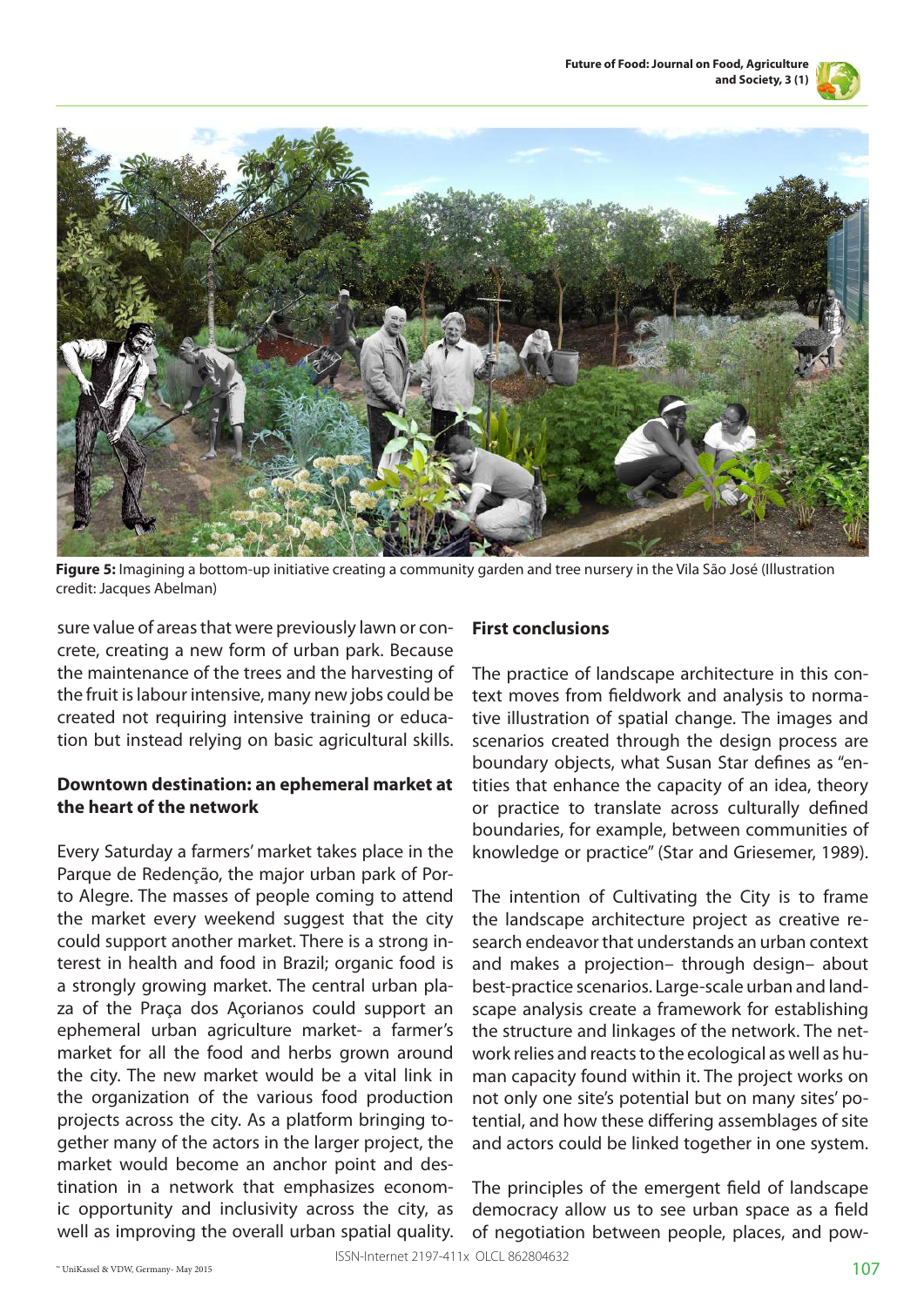**Figure 5:** Imagining a bottom-up initiative creating a community garden and tree nursery in the Vila São José (Illustration credit: Jacques Abelman)

sure value of areas that were previously lawn or concrete, creating a new form of urban park. Because the maintenance of the trees and the harvesting of the fruit is labour intensive, many new jobs could be created not requiring intensive training or education but instead relying on basic agricultural skills.

## Downtown destination: an ephemeral market at the heart of the network

Every Saturday a farmers' market takes place in the Parque de Redenção, the major urban park of Porto Alegre. The masses of people coming to attend the market every weekend suggest that the city could support another market. There is a strong interest in health and food in Brazil; organic food is a strongly growing market. The central urban plaza of the Praça dos Açorianos could support an ephemeral urban agriculture market- a farmer's market for all the food and herbs grown around the city. The new market would be a vital link in the organization of the various food production projects across the city. As a platform bringing together many of the actors in the larger project, the market would become an anchor point and destination in a network that emphasizes economic opportunity and inclusivity across the city, as well as improving the overall urban spatial quality.

## First conclusions

The practice of landscape architecture in this context moves from fieldwork and analysis to normative illustration of spatial change. The images and scenarios created through the design process are boundary objects, what Susan Star defines as "entities that enhance the capacity of an idea, theory or practice to translate across culturally defined boundaries, for example, between communities of knowledge or practice" (Star and Griesemer, 1989).

The intention of Cultivating the City is to frame the landscape architecture project as creative research endeavor that understands an urban context and makes a projection– through design– about best-practice scenarios. Large-scale urban and landscape analysis create a framework for establishing the structure and linkages of the network. The network relies and reacts to the ecological as well as human capacity found within it. The project works on not only one site's potential but on many sites' potential, and how these differing assemblages of site and actors could be linked together in one system.

The principles of the emergent field of landscape democracy allow us to see urban space as a field of negotiation between people, places, and pow-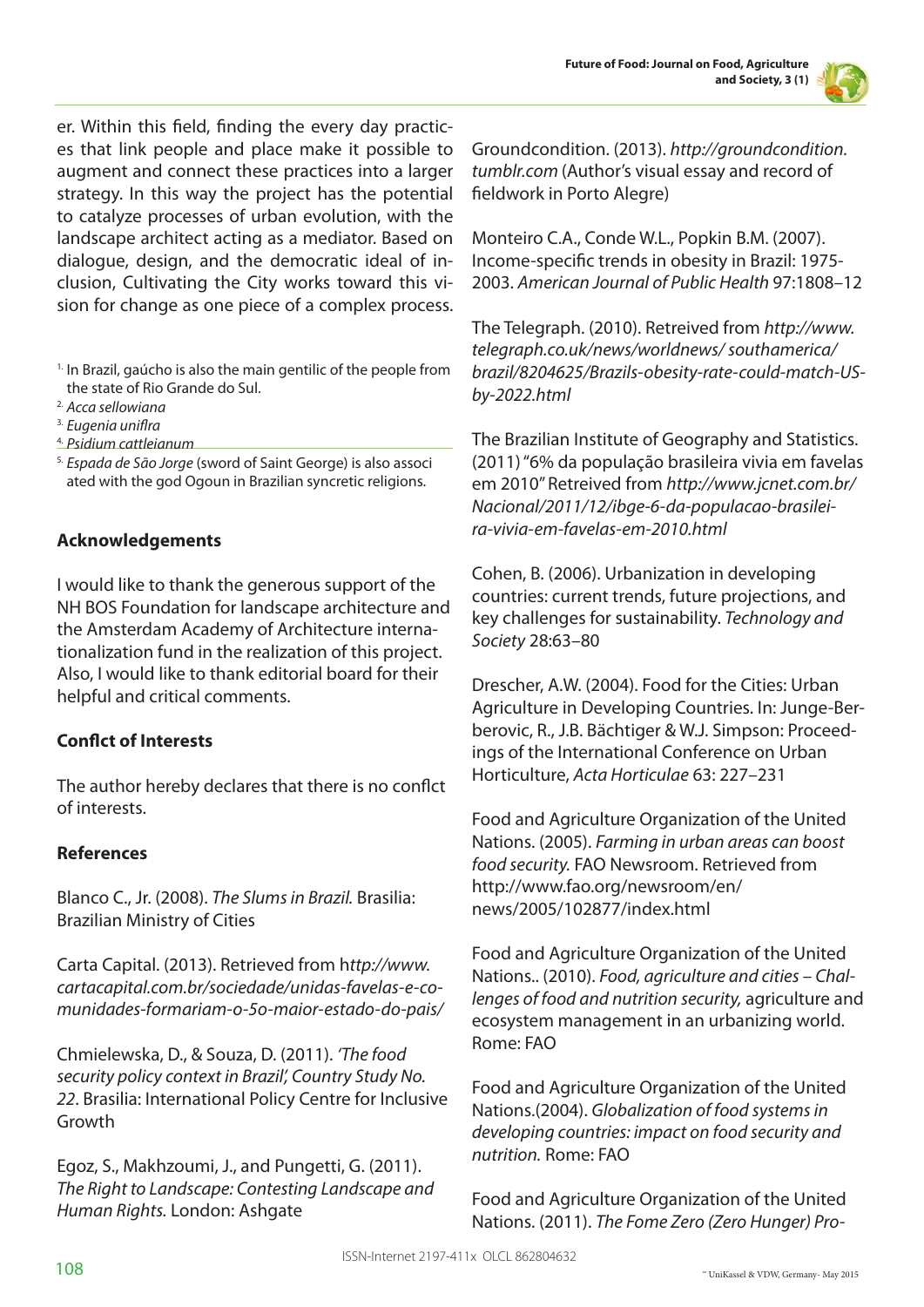er. Within this field, finding the every day practices that link people and place make it possible to augment and connect these practices into a larger strategy. In this way the project has the potential to catalyze processes of urban evolution, with the landscape architect acting as a mediator. Based on dialogue, design, and the democratic ideal of inclusion, Cultivating the City works toward this vision for change as one piece of a complex process.

[1] In Brazil, gaúcho is also the main gentilic of the people from the state of Rio Grande do Sul.

[2] *Acca sellowiana*

[3] *Eugenia uniflra*

[4] *Psidium cattleianum*

[5] *Espada de São Jorge* (sword of Saint George) is also associ ated with the god Ogoun in Brazilian syncretic religions.

## Acknowledgements

I would like to thank the generous support of the NH BOS Foundation for landscape architecture and the Amsterdam Academy of Architecture internationalization fund in the realization of this project. Also, I would like to thank editorial board for their helpful and critical comments.

## Conflct of Interests

The author hereby declares that there is no conflct of interests.

## References

Blanco C., Jr. (2008). *The Slums in Brazil.* Brasilia: Brazilian Ministry of Cities

Carta Capital. (2013). Retrieved from h*ttp://www.cartacapital.com.br/sociedade/unidas-favelas-e-comunidades-formariam-o-5o-maior-estado-do-pais/*

Chmielewska, D., & Souza, D. (2011). *'The food security policy context in Brazil', Country Study No. 22*. Brasilia: International Policy Centre for Inclusive Growth

Egoz, S., Makhzoumi, J., and Pungetti, G. (2011). *The Right to Landscape: Contesting Landscape and Human Rights.* London: Ashgate

Groundcondition. (2013). *http://groundcondition.tumblr.com* (Author's visual essay and record of fieldwork in Porto Alegre)

Monteiro C.A., Conde W.L., Popkin B.M. (2007). Income-specific trends in obesity in Brazil: 1975-2003. *American Journal of Public Health* 97:1808–12

The Telegraph. (2010). Retreived from *http://www.telegraph.co.uk/news/worldnews/ southamerica/brazil/8204625/Brazils-obesity-rate-could-match-US-by-2022.html*

The Brazilian Institute of Geography and Statistics. (2011) "6% da população brasileira vivia em favelas em 2010" Retreived from *http://www.jcnet.com.br/Nacional/2011/12/ibge-6-da-populacao-brasileira-vivia-em-favelas-em-2010.html*

Cohen, B. (2006). Urbanization in developing countries: current trends, future projections, and key challenges for sustainability. *Technology and Society* 28:63–80

Drescher, A.W. (2004). Food for the Cities: Urban Agriculture in Developing Countries. In: Junge-Berberovic, R., J.B. Bächtiger & W.J. Simpson: Proceedings of the International Conference on Urban Horticulture, *Acta Horticulae* 63: 227–231

Food and Agriculture Organization of the United Nations. (2005). *Farming in urban areas can boost food security.* FAO Newsroom. Retrieved from http://www.fao.org/newsroom/en/news/2005/102877/index.html

Food and Agriculture Organization of the United Nations.. (2010). *Food, agriculture and cities – Challenges of food and nutrition security,* agriculture and ecosystem management in an urbanizing world. Rome: FAO

Food and Agriculture Organization of the United Nations.(2004). *Globalization of food systems in developing countries: impact on food security and nutrition.* Rome: FAO

Food and Agriculture Organization of the United Nations. (2011). *The Fome Zero (Zero Hunger) Pro-*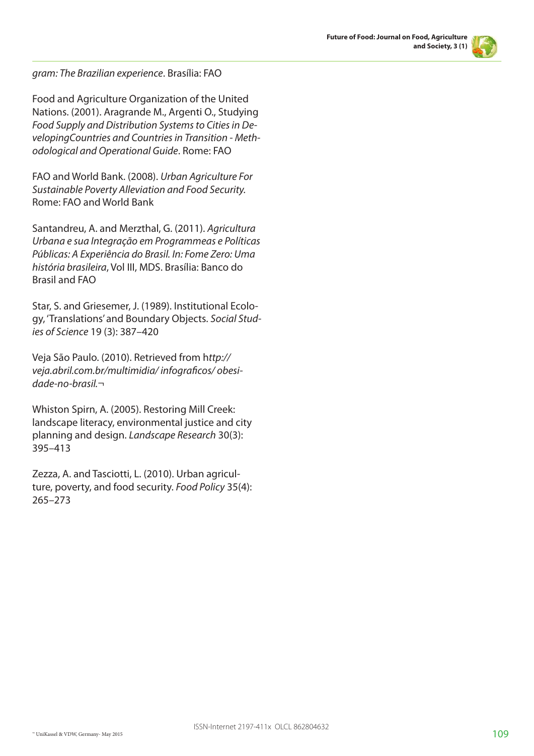*gram: The Brazilian experience*. Brasília: FAO

Food and Agriculture Organization of the United Nations. (2001). Aragrande M., Argenti O., Studying *Food Supply and Distribution Systems to Cities in DevelopingCountries and Countries in Transition - Methodological and Operational Guide*. Rome: FAO

FAO and World Bank. (2008). *Urban Agriculture For Sustainable Poverty Alleviation and Food Security.* Rome: FAO and World Bank

Santandreu, A. and Merzthal, G. (2011). *Agricultura Urbana e sua Integração em Programmeas e Políticas Públicas: A Experiência do Brasil. In: Fome Zero: Uma história brasileira*, Vol III, MDS. Brasília: Banco do Brasil and FAO

Star, S. and Griesemer, J. (1989). Institutional Ecology, 'Translations' and Boundary Objects. *Social Studies of Science* 19 (3): 387–420

Veja São Paulo. (2010). Retrieved from h*ttp:// veja.abril.com.br/multimidia/ infograficos/ obesidade-no-brasil.*¬

Whiston Spirn, A. (2005). Restoring Mill Creek: landscape literacy, environmental justice and city planning and design. *Landscape Research* 30(3): 395–413

Zezza, A. and Tasciotti, L. (2010). Urban agriculture, poverty, and food security. *Food Policy* 35(4): 265–273